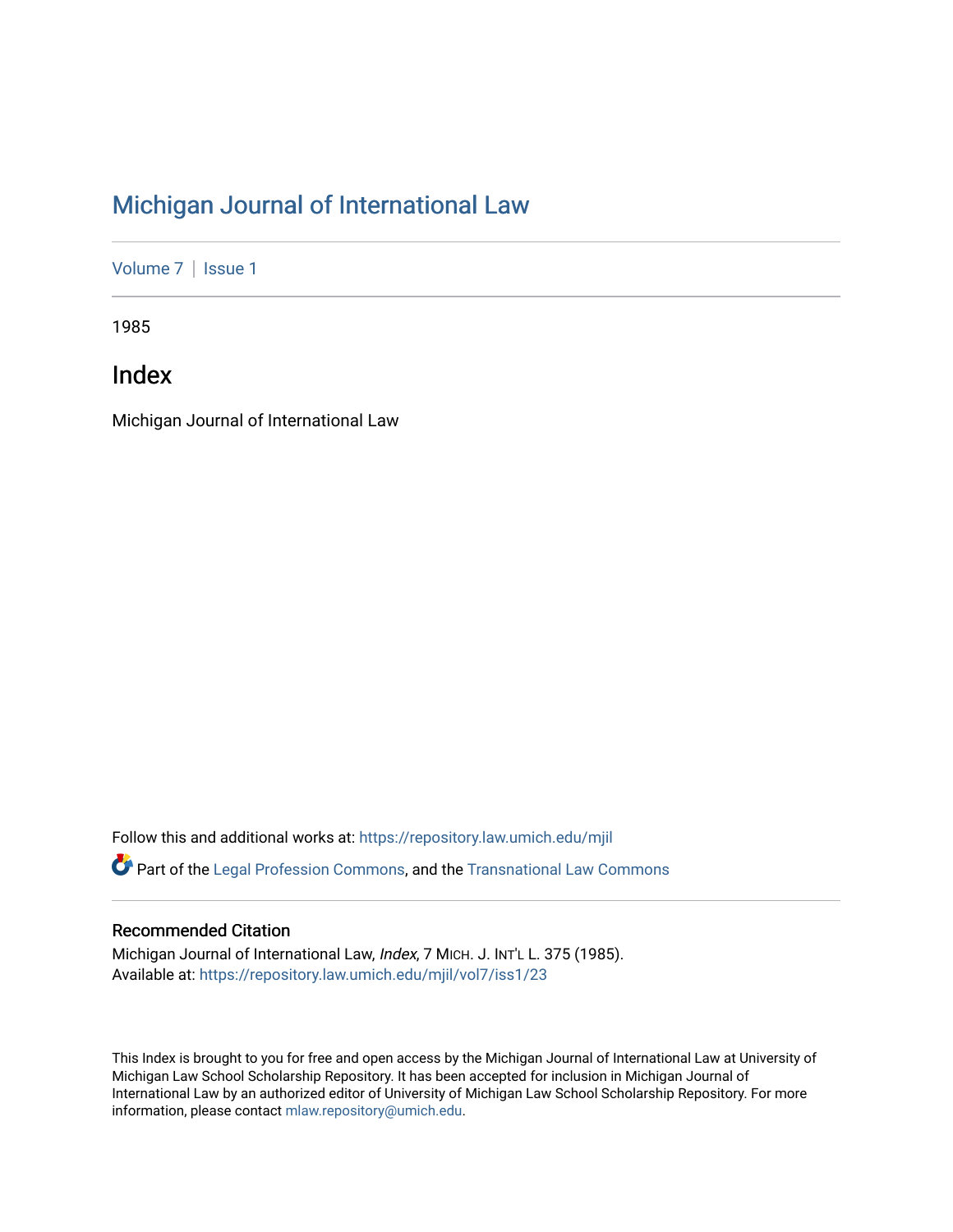# Michigan Journal of International Law

Volume 7 | Issue 1

1985

## Index

Michigan Journal of International Law

Follow this and additional works at: https://repository.law.umich.edu/mjil

Part of the Legal Profession Commons, and the Transnational Law Commons

### Recommended Citation

Michigan Journal of International Law, *Index*, 7 MICH. J. INT'L L. 375 (1985).
Available at: https://repository.law.umich.edu/mjil/vol7/iss1/23

This Index is brought to you for free and open access by the Michigan Journal of International Law at University of Michigan Law School Scholarship Repository. It has been accepted for inclusion in Michigan Journal of International Law by an authorized editor of University of Michigan Law School Scholarship Repository. For more information, please contact mlaw.repository@umich.edu.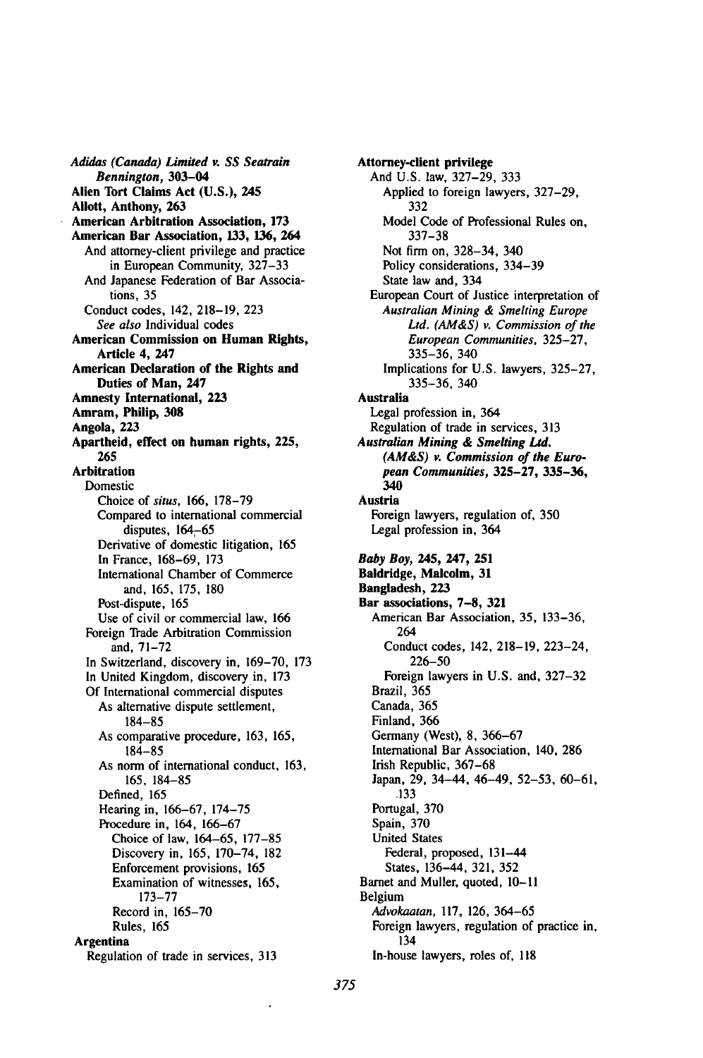**_Adidas (Canada) Limited v. SS Seatrain Bennington_, 303–04**
**Alien Tort Claims Act (U.S.), 245**
**Allott, Anthony, 263**
**American Arbitration Association, 173**
**American Bar Association, 133, 136, 264**
- And attorney-client privilege and practice in European Community, 327–33
- And Japanese Federation of Bar Associations, 35
- Conduct codes, 142, 218–19, 223
  - *See also* Individual codes

**American Commission on Human Rights, Article 4, 247**
**American Declaration of the Rights and Duties of Man, 247**
**Amnesty International, 223**
**Amram, Philip, 308**
**Angola, 223**
**Apartheid, effect on human rights, 225, 265**
**Arbitration**
- Domestic
  - Choice of *situs*, 166, 178–79
  - Compared to international commercial disputes, 164–65
  - Derivative of domestic litigation, 165
  - In France, 168–69, 173
  - International Chamber of Commerce and, 165, 175, 180
  - Post-dispute, 165
  - Use of civil or commercial law, 166
- Foreign Trade Arbitration Commission and, 71–72
- In Switzerland, discovery in, 169–70, 173
- In United Kingdom, discovery in, 173
- Of International commercial disputes
  - As alternative dispute settlement, 184–85
  - As comparative procedure, 163, 165, 184–85
  - As norm of international conduct, 163, 165, 184–85
  - Defined, 165
  - Hearing in, 166–67, 174–75
  - Procedure in, 164, 166–67
    - Choice of law, 164–65, 177–85
    - Discovery in, 165, 170–74, 182
    - Enforcement provisions, 165
    - Examination of witnesses, 165, 173–77
    - Record in, 165–70
    - Rules, 165

**Argentina**
- Regulation of trade in services, 313

**Attorney-client privilege**
- And U.S. law, 327–29, 333
  - Applied to foreign lawyers, 327–29, 332
  - Model Code of Professional Rules on, 337–38
  - Not firm on, 328–34, 340
  - Policy considerations, 334–39
  - State law and, 334
- European Court of Justice interpretation of
  - *Australian Mining & Smelting Europe Ltd. (AM&S) v. Commission of the European Communities*, 325–27, 335–36, 340
  - Implications for U.S. lawyers, 325–27, 335–36, 340

**Australia**
- Legal profession in, 364
- Regulation of trade in services, 313

**_Australian Mining & Smelting Ltd. (AM&S) v. Commission of the European Communities_, 325–27, 335–36, 340**
**Austria**
- Foreign lawyers, regulation of, 350
- Legal profession in, 364

**_Baby Boy_, 245, 247, 251**
**Baldridge, Malcolm, 31**
**Bangladesh, 223**
**Bar associations, 7–8, 321**
- American Bar Association, 35, 133–36, 264
  - Conduct codes, 142, 218–19, 223–24, 226–50
  - Foreign lawyers in U.S. and, 327–32
- Brazil, 365
- Canada, 365
- Finland, 366
- Germany (West), 8, 366–67
- International Bar Association, 140, 286
- Irish Republic, 367–68
- Japan, 29, 34–44, 46–49, 52–53, 60–61, 133
- Portugal, 370
- Spain, 370
- United States
  - Federal, proposed, 131–44
  - States, 136–44, 321, 352

Barnet and Muller, quoted, 10–11
Belgium
- *Advokaatan*, 117, 126, 364–65
- Foreign lawyers, regulation of practice in, 134
- In-house lawyers, roles of, 118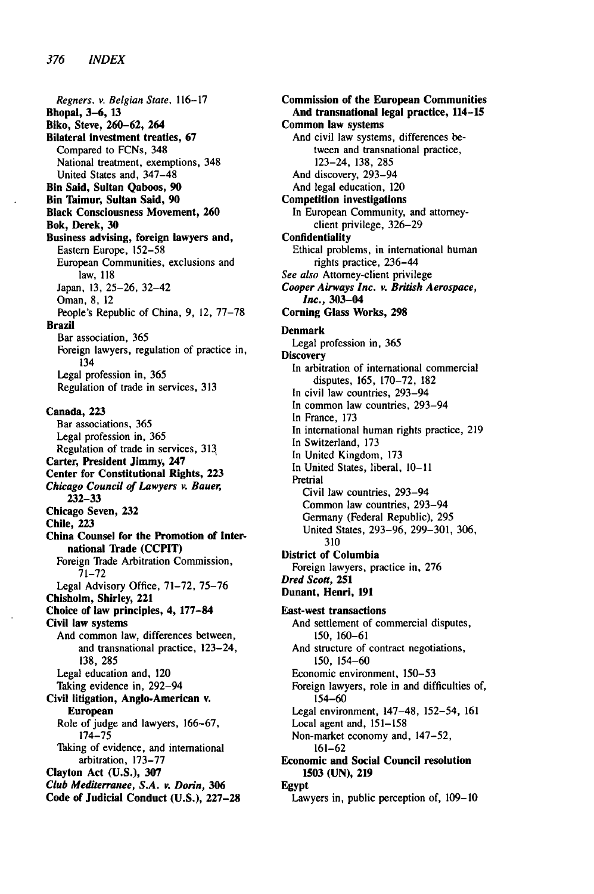*Regners. v. Belgian State*, 116–17
**Bhopal, 3–6, 13**
**Biko, Steve, 260–62, 264**
**Bilateral investment treaties, 67**
- Compared to FCNs, 348
- National treatment, exemptions, 348
- United States and, 347–48

**Bin Said, Sultan Qaboos, 90**
**Bin Taimur, Sultan Said, 90**
**Black Consciousness Movement, 260**
**Bok, Derek, 30**
**Business advising, foreign lawyers and,**
- Eastern Europe, 152–58
- European Communities, exclusions and law, 118
- Japan, 13, 25–26, 32–42
- Oman, 8, 12
- People's Republic of China, 9, 12, 77–78

**Brazil**
- Bar association, 365
- Foreign lawyers, regulation of practice in, 134
- Legal profession in, 365
- Regulation of trade in services, 313

**Canada, 223**
- Bar associations, 365
- Legal profession in, 365
- Regulation of trade in services, 313

**Carter, President Jimmy, 247**
**Center for Constitutional Rights, 223**
***Chicago Council of Lawyers v. Bauer*, 232–33**
**Chicago Seven, 232**
**Chile, 223**
**China Counsel for the Promotion of International Trade (CCPIT)**
- Foreign Trade Arbitration Commission, 71–72
- Legal Advisory Office, 71–72, 75–76

**Chisholm, Shirley, 221**
**Choice of law principles, 4, 177–84**
**Civil law systems**
- And common law, differences between, and transnational practice, 123–24, 138, 285
- Legal education and, 120
- Taking evidence in, 292–94

**Civil litigation, Anglo-American v. European**
- Role of judge and lawyers, 166–67, 174–75
- Taking of evidence, and international arbitration, 173–77

**Clayton Act (U.S.), 307**
***Club Mediterranee, S.A. v. Dorin*, 306**
**Code of Judicial Conduct (U.S.), 227–28**
**Commission of the European Communities**
- **And transnational legal practice, 114–15**

**Common law systems**
- And civil law systems, differences between and transnational practice, 123–24, 138, 285
- And discovery, 293–94
- And legal education, 120

**Competition investigations**
- In European Community, and attorney-client privilege, 326–29

**Confidentiality**
- Ethical problems, in international human rights practice, 236–44

*See also* Attorney-client privilege
***Cooper Airways Inc. v. British Aerospace, Inc.*, 303–04**
**Corning Glass Works, 298**

**Denmark**
- Legal profession in, 365

**Discovery**
- In arbitration of international commercial disputes, 165, 170–72, 182
- In civil law countries, 293–94
- In common law countries, 293–94
- In France, 173
- In international human rights practice, 219
- In Switzerland, 173
- In United Kingdom, 173
- In United States, liberal, 10–11
- Pretrial
  - Civil law countries, 293–94
  - Common law countries, 293–94
  - Germany (Federal Republic), 295
  - United States, 293–96, 299–301, 306, 310

**District of Columbia**
- Foreign lawyers, practice in, 276

***Dred Scott*, 251**
**Dunant, Henri, 191**

**East-west transactions**
- And settlement of commercial disputes, 150, 160–61
- And structure of contract negotiations, 150, 154–60
- Economic environment, 150–53
- Foreign lawyers, role in and difficulties of, 154–60
- Legal environment, 147–48, 152–54, 161
- Local agent and, 151–158
- Non-market economy and, 147–52, 161–62

**Economic and Social Council resolution 1503 (UN), 219**
**Egypt**
- Lawyers in, public perception of, 109–10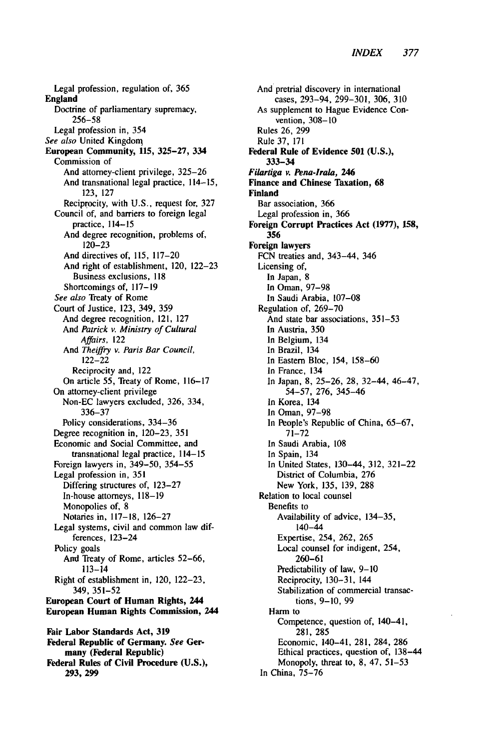Legal profession, regulation of, 365

**England**

Doctrine of parliamentary supremacy, 256–58

Legal profession in, 354

*See also* United Kingdom

**European Community, 115, 325–27, 334**

Commission of

And attorney-client privilege, 325–26

And transnational legal practice, 114–15, 123, 127

Reciprocity, with U.S., request for, 327

Council of, and barriers to foreign legal practice, 114–15

And degree recognition, problems of, 120–23

And directives of, 115, 117–20

And right of establishment, 120, 122–23

Business exclusions, 118

Shortcomings of, 117–19

*See also* Treaty of Rome

Court of Justice, 123, 349, 359

And degree recognition, 121, 127

And *Patrick v. Ministry of Cultural Affairs*, 122

And *Theiffry v. Paris Bar Council*, 122–22

Reciprocity and, 122

On article 55, Treaty of Rome, 116–17

On attorney-client privilege

Non-EC lawyers excluded, 326, 334, 336–37

Policy considerations, 334–36

Degree recognition in, 120–23, 351

Economic and Social Committee, and transnational legal practice, 114–15

Foreign lawyers in, 349–50, 354–55

Legal profession in, 351

Differing structures of, 123–27

In-house attorneys, 118–19

Monopolies of, 8

Notaries in, 117–18, 126–27

Legal systems, civil and common law differences, 123–24

Policy goals

And Treaty of Rome, articles 52–66, 113–14

Right of establishment in, 120, 122–23, 349, 351–52

**European Court of Human Rights, 244**

**European Human Rights Commission, 244**

**Fair Labor Standards Act, 319**

**Federal Republic of Germany.** *See* **Germany (Federal Republic)**

**Federal Rules of Civil Procedure (U.S.), 293, 299**

And pretrial discovery in international cases, 293–94, 299–301, 306, 310

As supplement to Hague Evidence Convention, 308–10

Rules 26, 299

Rule 37, 171

**Federal Rule of Evidence 501 (U.S.), 333–34**

***Filartiga v. Pena-Irala*, 246**

**Finance and Chinese Taxation, 68**

**Finland**

Bar association, 366

Legal profession in, 366

**Foreign Corrupt Practices Act (1977), 158, 356**

**Foreign lawyers**

FCN treaties and, 343–44, 346

Licensing of,

In Japan, 8

In Oman, 97–98

In Saudi Arabia, 107–08

Regulation of, 269–70

And state bar associations, 351–53

In Austria, 350

In Belgium, 134

In Brazil, 134

In Eastern Bloc, 154, 158–60

In France, 134

In Japan, 8, 25–26, 28, 32–44, 46–47, 54–57, 276, 345–46

In Korea, 134

In Oman, 97–98

In People's Republic of China, 65–67, 71–72

In Saudi Arabia, 108

In Spain, 134

In United States, 130–44, 312, 321–22

District of Columbia, 276

New York, 135, 139, 288

Relation to local counsel

Benefits to

Availability of advice, 134–35, 140–44

Expertise, 254, 262, 265

Local counsel for indigent, 254, 260–61

Predictability of law, 9–10

Reciprocity, 130–31, 144

Stabilization of commercial transactions, 9–10, 99

Harm to

Competence, question of, 140–41, 281, 285

Economic, 140–41, 281, 284, 286

Ethical practices, question of, 138–44

Monopoly, threat to, 8, 47, 51–53

In China, 75–76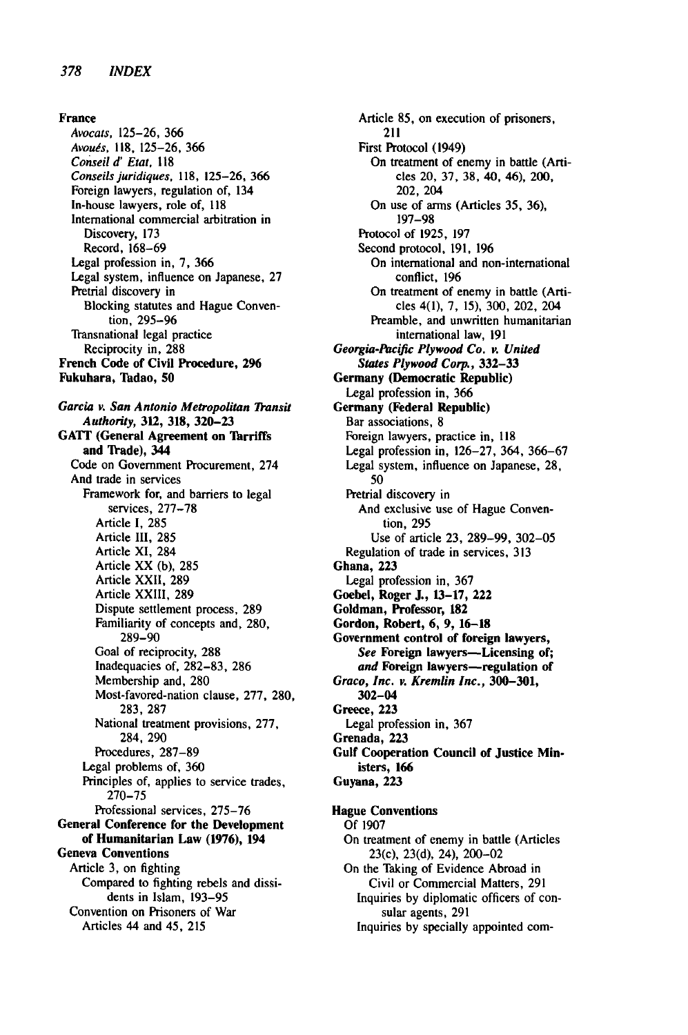**France**
- *Avocats*, 125–26, 366
- *Avoués*, 118, 125–26, 366
- *Conseil d' Etat*, 118
- *Conseils juridiques*, 118, 125–26, 366
- Foreign lawyers, regulation of, 134
- In-house lawyers, role of, 118
- International commercial arbitration in
  - Discovery, 173
  - Record, 168–69
- Legal profession in, 7, 366
- Legal system, influence on Japanese, 27
- Pretrial discovery in
  - Blocking statutes and Hague Convention, 295–96
- Transnational legal practice
  - Reciprocity in, 288

**French Code of Civil Procedure, 296**

**Fukuhara, Tadao, 50**

***Garcia v. San Antonio Metropolitan Transit Authority*, 312, 318, 320–23**

**GATT (General Agreement on Tarrifs and Trade), 344**
- Code on Government Procurement, 274
- And trade in services
  - Framework for, and barriers to legal services, 277–78
    - Article I, 285
    - Article III, 285
    - Article XI, 284
    - Article XX (b), 285
    - Article XXII, 289
    - Article XXIII, 289
    - Dispute settlement process, 289
    - Familiarity of concepts and, 280, 289–90
    - Goal of reciprocity, 288
    - Inadequacies of, 282–83, 286
    - Membership and, 280
    - Most-favored-nation clause, 277, 280, 283, 287
    - National treatment provisions, 277, 284, 290
    - Procedures, 287–89
  - Legal problems of, 360
  - Principles of, applies to service trades, 270–75
    - Professional services, 275–76

**General Conference for the Development of Humanitarian Law (1976), 194**

**Geneva Conventions**
- Article 3, on fighting
  - Compared to fighting rebels and dissidents in Islam, 193–95
- Convention on Prisoners of War
  - Articles 44 and 45, 215
  - Article 85, on execution of prisoners, 211
- First Protocol (1949)
  - On treatment of enemy in battle (Articles 20, 37, 38, 40, 46), 200, 202, 204
  - On use of arms (Articles 35, 36), 197–98
- Protocol of 1925, 197
- Second protocol, 191, 196
  - On international and non-international conflict, 196
  - On treatment of enemy in battle (Articles 4(1), 7, 15), 300, 202, 204
  - Preamble, and unwritten humanitarian international law, 191

***Georgia-Pacific Plywood Co. v. United States Plywood Corp.*, 332–33**

**Germany (Democratic Republic)**
- Legal profession in, 366

**Germany (Federal Republic)**
- Bar associations, 8
- Foreign lawyers, practice in, 118
- Legal profession in, 126–27, 364, 366–67
- Legal system, influence on Japanese, 28, 50
- Pretrial discovery in
  - And exclusive use of Hague Convention, 295
  - Use of article 23, 289–99, 302–05
- Regulation of trade in services, 313

**Ghana, 223**
- Legal profession in, 367

**Goebel, Roger J., 13–17, 222**

**Goldman, Professor, 182**

**Gordon, Robert, 6, 9, 16–18**

**Government control of foreign lawyers,** *See* **Foreign lawyers—Licensing of;** *and* **Foreign lawyers—regulation of**

***Graco, Inc. v. Kremlin Inc.*, 300–301, 302–04**

**Greece, 223**
- Legal profession in, 367

**Grenada, 223**

**Gulf Cooperation Council of Justice Ministers, 166**

**Guyana, 223**

**Hague Conventions**
- Of 1907
  - On treatment of enemy in battle (Articles 23(c), 23(d), 24), 200–02
- On the Taking of Evidence Abroad in Civil or Commercial Matters, 291
  - Inquiries by diplomatic officers of consular agents, 291
  - Inquiries by specially appointed com-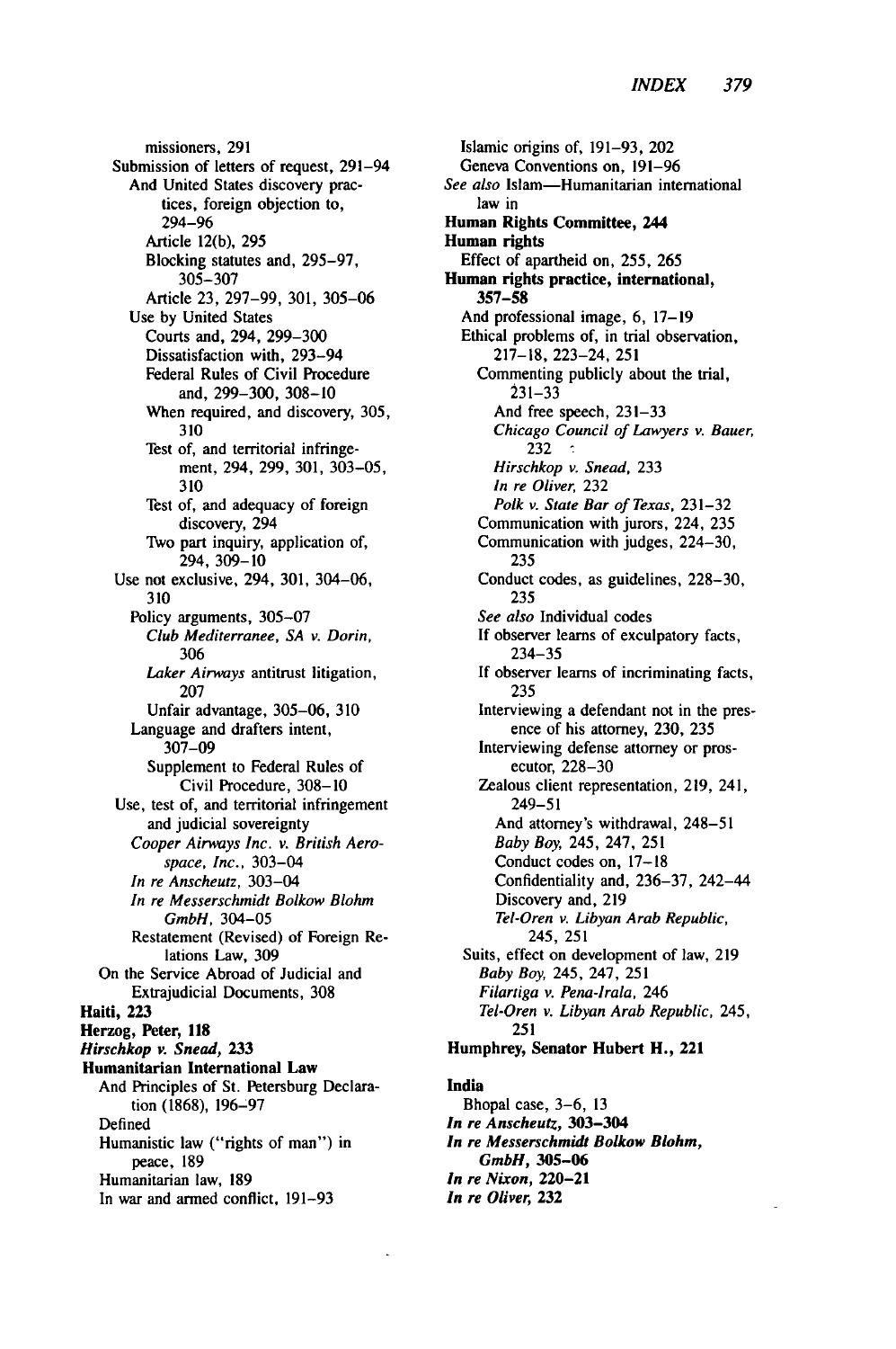missioners, 291
Submission of letters of request, 291–94
And United States discovery practices, foreign objection to, 294–96
Article 12(b), 295
Blocking statutes and, 295–97, 305–307
Article 23, 297–99, 301, 305–06
Use by United States
Courts and, 294, 299–300
Dissatisfaction with, 293–94
Federal Rules of Civil Procedure and, 299–300, 308–10
When required, and discovery, 305, 310
Test of, and territorial infringement, 294, 299, 301, 303–05, 310
Test of, and adequacy of foreign discovery, 294
Two part inquiry, application of, 294, 309–10
Use not exclusive, 294, 301, 304–06, 310
Policy arguments, 305–07
*Club Mediterranee, SA v. Dorin*, 306
*Laker Airways* antitrust litigation, 207
Unfair advantage, 305–06, 310
Language and drafters intent, 307–09
Supplement to Federal Rules of Civil Procedure, 308–10
Use, test of, and territorial infringement and judicial sovereignty
*Cooper Airways Inc. v. British Aerospace, Inc.*, 303–04
*In re Anscheutz*, 303–04
*In re Messerschmidt Bolkow Blohm GmbH*, 304–05
Restatement (Revised) of Foreign Relations Law, 309
On the Service Abroad of Judicial and Extrajudicial Documents, 308

**Haiti, 223**

**Herzog, Peter, 118**

***Hirschkop v. Snead*, 233**

**Humanitarian International Law**
And Principles of St. Petersburg Declaration (1868), 196–97
Defined
Humanistic law ("rights of man") in peace, 189
Humanitarian law, 189
In war and armed conflict, 191–93
Islamic origins of, 191–93, 202
Geneva Conventions on, 191–96
*See also* Islam—Humanitarian international law in

**Human Rights Committee, 244**

**Human rights**
Effect of apartheid on, 255, 265

**Human rights practice, international, 357–58**
And professional image, 6, 17–19
Ethical problems of, in trial observation, 217–18, 223–24, 251
Commenting publicly about the trial, 231–33
And free speech, 231–33
*Chicago Council of Lawyers v. Bauer*, 232
*Hirschkop v. Snead*, 233
*In re Oliver*, 232
*Polk v. State Bar of Texas*, 231–32
Communication with jurors, 224, 235
Communication with judges, 224–30, 235
Conduct codes, as guidelines, 228–30, 235
*See also* Individual codes
If observer learns of exculpatory facts, 234–35
If observer learns of incriminating facts, 235
Interviewing a defendant not in the presence of his attorney, 230, 235
Interviewing defense attorney or prosecutor, 228–30
Zealous client representation, 219, 241, 249–51
And attorney's withdrawal, 248–51
*Baby Boy*, 245, 247, 251
Conduct codes on, 17–18
Confidentiality and, 236–37, 242–44
Discovery and, 219
*Tel-Oren v. Libyan Arab Republic*, 245, 251
Suits, effect on development of law, 219
*Baby Boy*, 245, 247, 251
*Filartiga v. Pena-Irala*, 246
*Tel-Oren v. Libyan Arab Republic*, 245, 251

**Humphrey, Senator Hubert H., 221**

**India**
Bhopal case, 3–6, 13

***In re Anscheutz*, 303–304**

***In re Messerschmidt Bolkow Blohm, GmbH*, 305–06**

***In re Nixon*, 220–21**

***In re Oliver*, 232**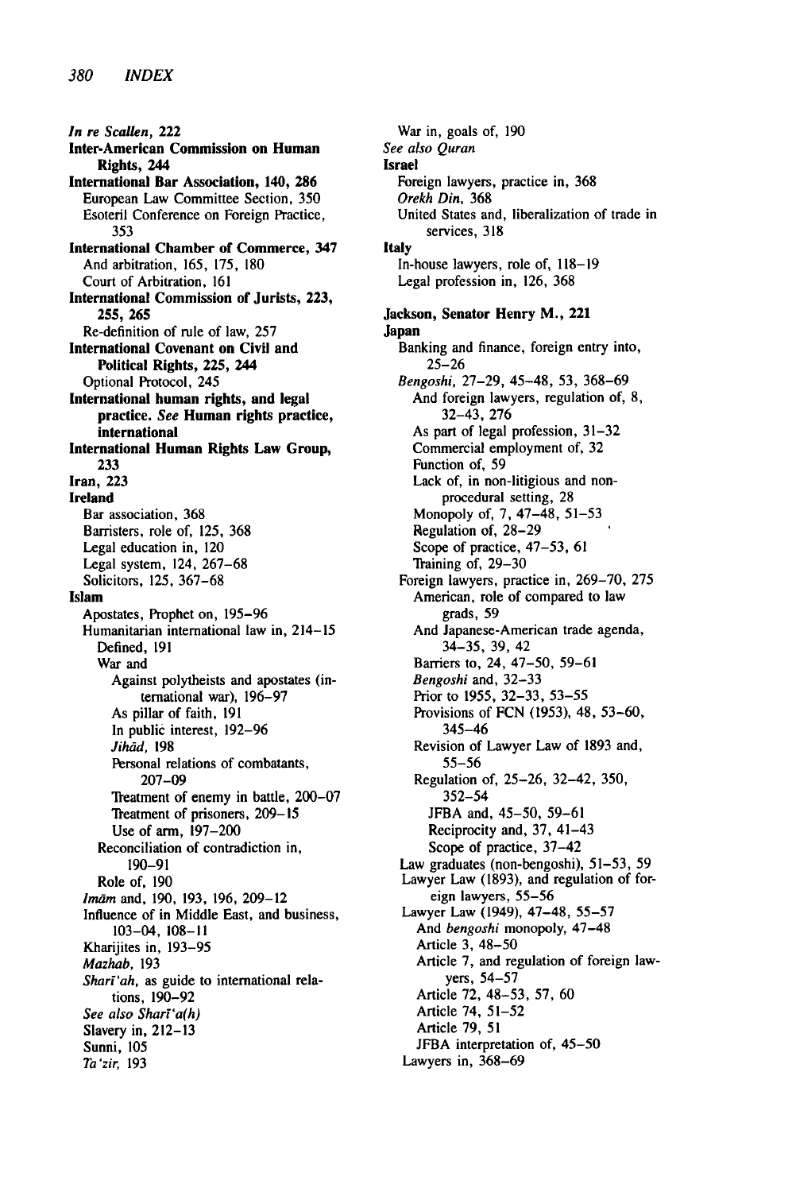**In re Scallen, 222**

**Inter-American Commission on Human Rights, 244**

**International Bar Association, 140, 286**
- European Law Committee Section, 350
- Esoteril Conference on Foreign Practice, 353

**International Chamber of Commerce, 347**
- And arbitration, 165, 175, 180
- Court of Arbitration, 161

**International Commission of Jurists, 223, 255, 265**
- Re-definition of rule of law, 257

**International Covenant on Civil and Political Rights, 225, 244**
- Optional Protocol, 245

**International human rights, and legal practice.** *See* **Human rights practice, international**

**International Human Rights Law Group, 233**

**Iran, 223**

**Ireland**
- Bar association, 368
- Barristers, role of, 125, 368
- Legal education in, 120
- Legal system, 124, 267–68
- Solicitors, 125, 367–68

**Islam**
- Apostates, Prophet on, 195–96
- Humanitarian international law in, 214–15
  - Defined, 191
  - War and
    - Against polytheists and apostates (international war), 196–97
    - As pillar of faith, 191
    - In public interest, 192–96
    - *Jihād*, 198
    - Personal relations of combatants, 207–09
    - Treatment of enemy in battle, 200–07
    - Treatment of prisoners, 209–15
    - Use of arm, 197–200
  - Reconciliation of contradiction in, 190–91
  - Role of, 190
- *Imām* and, 190, 193, 196, 209–12
- Influence of in Middle East, and business, 103–04, 108–11
- Kharijites in, 193–95
- *Mazhab*, 193
- *Sharī'ah*, as guide to international relations, 190–92
- *See also Sharī'a(h)*
- Slavery in, 212–13
- Sunni, 105
- *Ta'zir*, 193
- War in, goals of, 190
- *See also Quran*

**Israel**
- Foreign lawyers, practice in, 368
- *Orekh Din*, 368
- United States and, liberalization of trade in services, 318

**Italy**
- In-house lawyers, role of, 118–19
- Legal profession in, 126, 368

**Jackson, Senator Henry M., 221**

**Japan**
- Banking and finance, foreign entry into, 25–26
- *Bengoshi*, 27–29, 45–48, 53, 368–69
  - And foreign lawyers, regulation of, 8, 32–43, 276
  - As part of legal profession, 31–32
  - Commercial employment of, 32
  - Function of, 59
  - Lack of, in non-litigious and non-procedural setting, 28
  - Monopoly of, 7, 47–48, 51–53
  - Regulation of, 28–29
  - Scope of practice, 47–53, 61
  - Training of, 29–30
- Foreign lawyers, practice in, 269–70, 275
  - American, role of compared to law grads, 59
  - And Japanese-American trade agenda, 34–35, 39, 42
  - Barriers to, 24, 47–50, 59–61
  - *Bengoshi* and, 32–33
  - Prior to 1955, 32–33, 53–55
  - Provisions of FCN (1953), 48, 53–60, 345–46
  - Revision of Lawyer Law of 1893 and, 55–56
  - Regulation of, 25–26, 32–42, 350, 352–54
    - JFBA and, 45–50, 59–61
    - Reciprocity and, 37, 41–43
    - Scope of practice, 37–42
- Law graduates (non-bengoshi), 51–53, 59
- Lawyer Law (1893), and regulation of foreign lawyers, 55–56
- Lawyer Law (1949), 47–48, 55–57
  - And *bengoshi* monopoly, 47–48
  - Article 3, 48–50
  - Article 7, and regulation of foreign lawyers, 54–57
  - Article 72, 48–53, 57, 60
  - Article 74, 51–52
  - Article 79, 51
  - JFBA interpretation of, 45–50
- Lawyers in, 368–69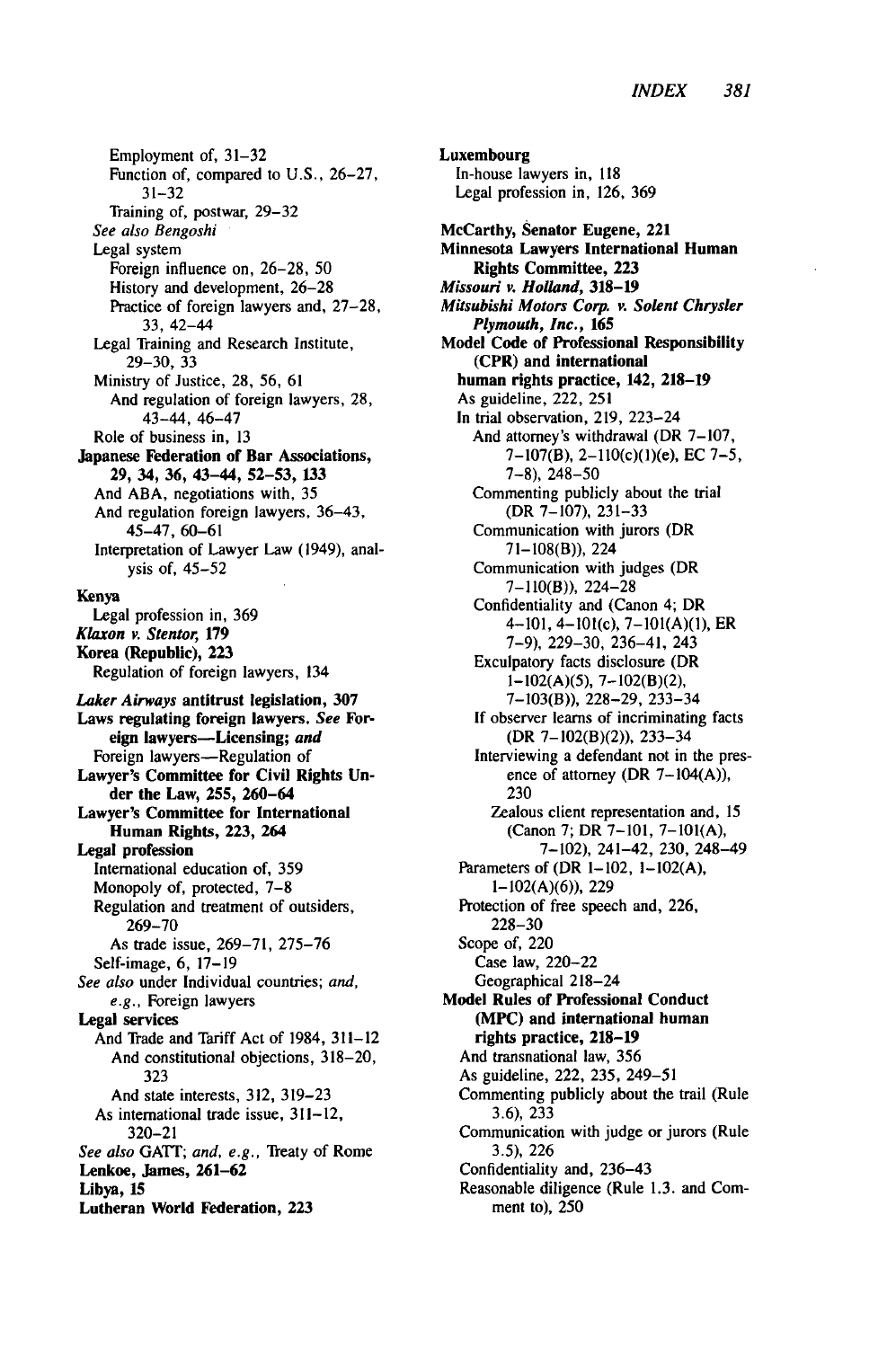Employment of, 31–32
Function of, compared to U.S., 26–27, 31–32
Training of, postwar, 29–32
*See also Bengoshi*
Legal system
Foreign influence on, 26–28, 50
History and development, 26–28
Practice of foreign lawyers and, 27–28, 33, 42–44
Legal Training and Research Institute, 29–30, 33
Ministry of Justice, 28, 56, 61
And regulation of foreign lawyers, 28, 43–44, 46–47
Role of business in, 13

**Japanese Federation of Bar Associations, 29, 34, 36, 43–44, 52–53, 133**
And ABA, negotiations with, 35
And regulation foreign lawyers, 36–43, 45–47, 60–61
Interpretation of Lawyer Law (1949), analysis of, 45–52

**Kenya**
Legal profession in, 369

***Klaxon v. Stentor,* 179**

**Korea (Republic), 223**
Regulation of foreign lawyers, 134

***Laker Airways* antitrust legislation, 307**

**Laws regulating foreign lawyers.** *See* **Foreign lawyers—Licensing;** *and* Foreign lawyers—Regulation of

**Lawyer's Committee for Civil Rights Under the Law, 255, 260–64**

**Lawyer's Committee for International Human Rights, 223, 264**

**Legal profession**
International education of, 359
Monopoly of, protected, 7–8
Regulation and treatment of outsiders, 269–70
As trade issue, 269–71, 275–76
Self-image, 6, 17–19
*See also* under Individual countries; *and, e.g.,* Foreign lawyers

**Legal services**
And Trade and Tariff Act of 1984, 311–12
And constitutional objections, 318–20, 323
And state interests, 312, 319–23
As international trade issue, 311–12, 320–21
*See also* GATT; *and, e.g.,* Treaty of Rome

**Lenkoe, James, 261–62**

**Libya, 15**

**Lutheran World Federation, 223**

**Luxembourg**
In-house lawyers in, 118
Legal profession in, 126, 369

**McCarthy, Senator Eugene, 221**

**Minnesota Lawyers International Human Rights Committee, 223**

***Missouri v. Holland,* 318–19**

***Mitsubishi Motors Corp. v. Solent Chrysler Plymouth, Inc.,* 165**

**Model Code of Professional Responsibility (CPR) and international human rights practice, 142, 218–19**
As guideline, 222, 251
In trial observation, 219, 223–24
And attorney's withdrawal (DR 7–107, 7–107(B), 2–110(c)(1)(e), EC 7–5, 7–8), 248–50
Commenting publicly about the trial (DR 7–107), 231–33
Communication with jurors (DR 71–108(B)), 224
Communication with judges (DR 7–110(B)), 224–28
Confidentiality and (Canon 4; DR 4–101, 4–101(c), 7–101(A)(1), ER 7–9), 229–30, 236–41, 243
Exculpatory facts disclosure (DR 1–102(A)(5), 7–102(B)(2), 7–103(B)), 228–29, 233–34
If observer learns of incriminating facts (DR 7–102(B)(2)), 233–34
Interviewing a defendant not in the presence of attorney (DR 7–104(A)), 230
Zealous client representation and, 15 (Canon 7; DR 7–101, 7–101(A), 7–102), 241–42, 230, 248–49
Parameters of (DR 1–102, 1–102(A), 1–102(A)(6)), 229
Protection of free speech and, 226, 228–30
Scope of, 220
Case law, 220–22
Geographical 218–24

**Model Rules of Professional Conduct (MPC) and international human rights practice, 218–19**
And transnational law, 356
As guideline, 222, 235, 249–51
Commenting publicly about the trail (Rule 3.6), 233
Communication with judge or jurors (Rule 3.5), 226
Confidentiality and, 236–43
Reasonable diligence (Rule 1.3. and Comment to), 250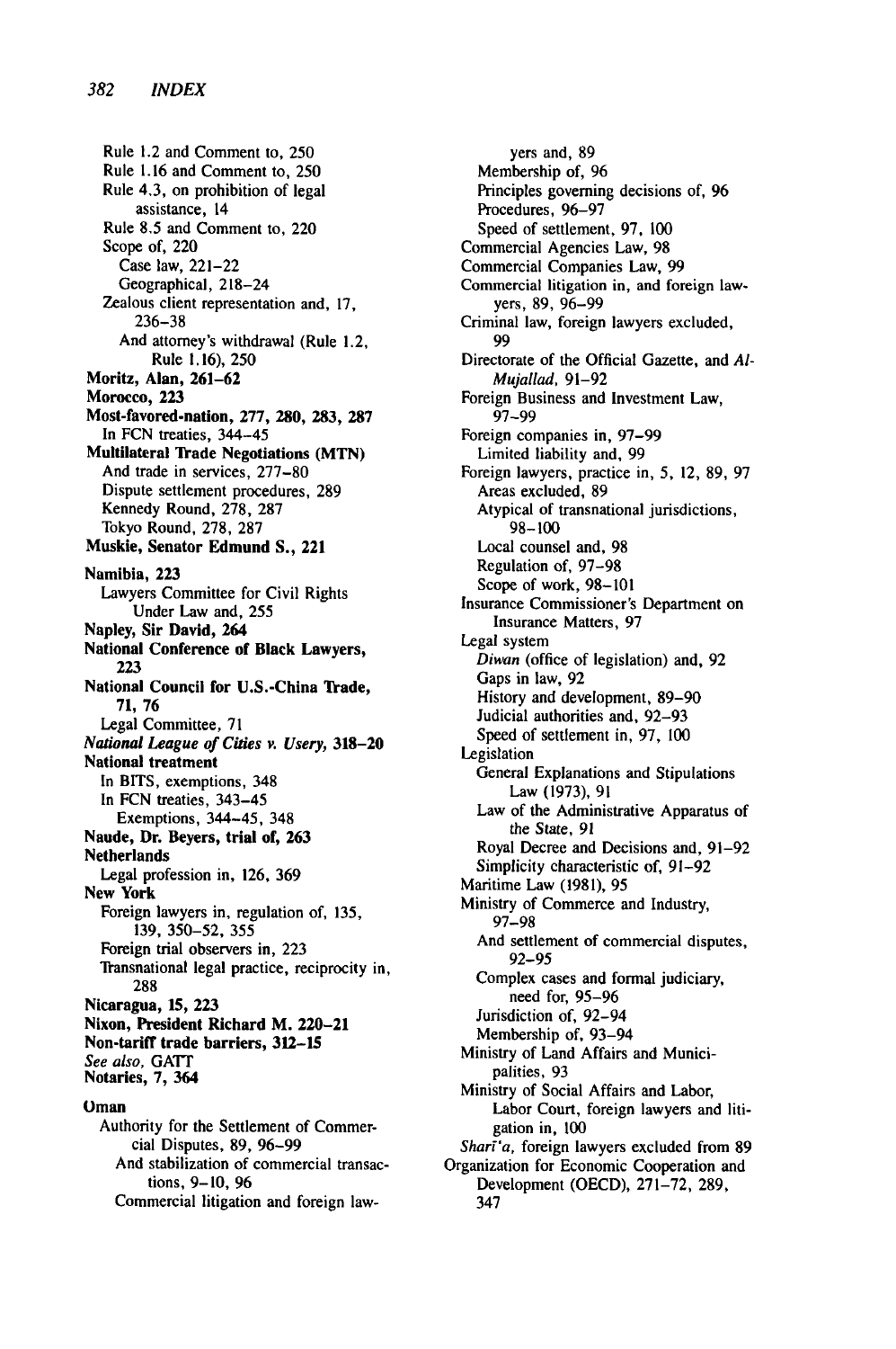Rule 1.2 and Comment to, 250
  Rule 1.16 and Comment to, 250
  Rule 4.3, on prohibition of legal assistance, 14
  Rule 8.5 and Comment to, 220
  Scope of, 220
    Case law, 221–22
    Geographical, 218–24
  Zealous client representation and, 17, 236–38
    And attorney's withdrawal (Rule 1.2, Rule 1.16), 250

**Moritz, Alan, 261–62**

**Morocco, 223**

**Most-favored-nation, 277, 280, 283, 287**
  In FCN treaties, 344–45

**Multilateral Trade Negotiations (MTN)**
  And trade in services, 277–80
  Dispute settlement procedures, 289
  Kennedy Round, 278, 287
  Tokyo Round, 278, 287

**Muskie, Senator Edmund S., 221**

**Namibia, 223**
  Lawyers Committee for Civil Rights Under Law and, 255

**Napley, Sir David, 264**

**National Conference of Black Lawyers, 223**

**National Council for U.S.-China Trade, 71, 76**
  Legal Committee, 71

***National League of Cities v. Usery*, 318–20**

**National treatment**
  In BITS, exemptions, 348
  In FCN treaties, 343–45
    Exemptions, 344–45, 348

**Naude, Dr. Beyers, trial of, 263**

**Netherlands**
  Legal profession in, 126, 369

**New York**
  Foreign lawyers in, regulation of, 135, 139, 350–52, 355
  Foreign trial observers in, 223
  Transnational legal practice, reciprocity in, 288

**Nicaragua, 15, 223**

**Nixon, President Richard M. 220–21**

**Non-tariff trade barriers, 312–15**
*See also*, GATT

**Notaries, 7, 364**

**Oman**
  Authority for the Settlement of Commercial Disputes, 89, 96–99
    And stabilization of commercial transactions, 9–10, 96
    Commercial litigation and foreign lawyers and, 89
    Membership of, 96
    Principles governing decisions of, 96
    Procedures, 96–97
    Speed of settlement, 97, 100
  Commercial Agencies Law, 98
  Commercial Companies Law, 99
  Commercial litigation in, and foreign lawyers, 89, 96–99
  Criminal law, foreign lawyers excluded, 99
  Directorate of the Official Gazette, and *Al-Mujallad*, 91–92
  Foreign Business and Investment Law, 97–99
  Foreign companies in, 97–99
    Limited liability and, 99
  Foreign lawyers, practice in, 5, 12, 89, 97
    Areas excluded, 89
    Atypical of transnational jurisdictions, 98–100
    Local counsel and, 98
    Regulation of, 97–98
    Scope of work, 98–101
  Insurance Commissioner's Department on Insurance Matters, 97
  Legal system
    *Diwan* (office of legislation) and, 92
    Gaps in law, 92
    History and development, 89–90
    Judicial authorities and, 92–93
    Speed of settlement in, 97, 100
  Legislation
    General Explanations and Stipulations Law (1973), 91
    Law of the Administrative Apparatus of the State, 91
    Royal Decree and Decisions and, 91–92
    Simplicity characteristic of, 91–92
  Maritime Law (1981), 95
  Ministry of Commerce and Industry, 97–98
    And settlement of commercial disputes, 92–95
    Complex cases and formal judiciary, need for, 95–96
    Jurisdiction of, 92–94
    Membership of, 93–94
  Ministry of Land Affairs and Municipalities, 93
  Ministry of Social Affairs and Labor, Labor Court, foreign lawyers and litigation in, 100
  *Sharī'a*, foreign lawyers excluded from 89

**Organization for Economic Cooperation and Development (OECD), 271–72, 289, 347**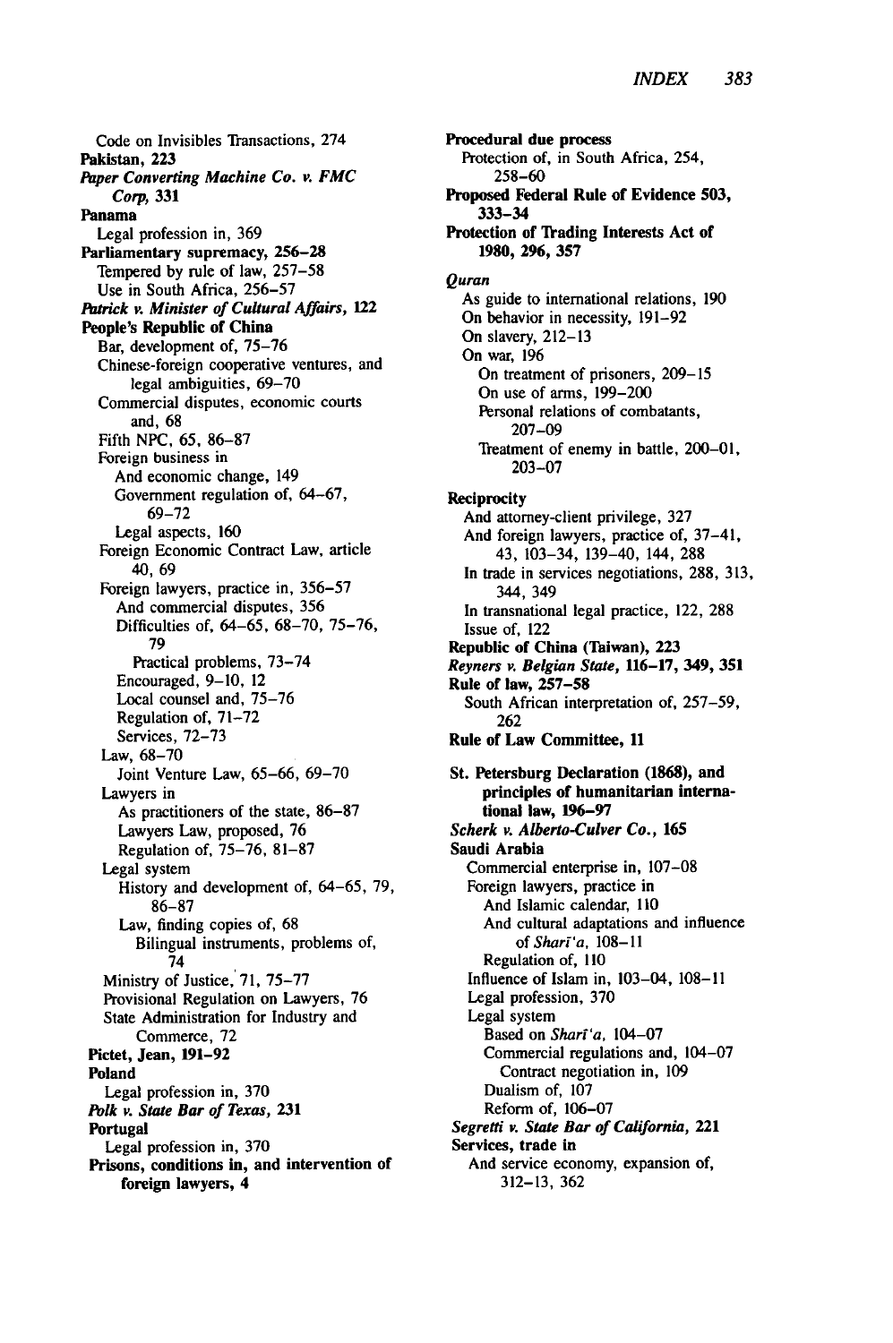Code on Invisibles Transactions, 274
**Pakistan, 223**
***Paper Converting Machine Co. v. FMC Corp*, 331**
**Panama**
Legal profession in, 369
**Parliamentary supremacy, 256–28**
Tempered by rule of law, 257–58
Use in South Africa, 256–57
***Patrick v. Minister of Cultural Affairs*, 122**
**People's Republic of China**
Bar, development of, 75–76
Chinese-foreign cooperative ventures, and legal ambiguities, 69–70
Commercial disputes, economic courts and, 68
Fifth NPC, 65, 86–87
Foreign business in
And economic change, 149
Government regulation of, 64–67, 69–72
Legal aspects, 160
Foreign Economic Contract Law, article 40, 69
Foreign lawyers, practice in, 356–57
And commercial disputes, 356
Difficulties of, 64–65, 68–70, 75–76, 79
Practical problems, 73–74
Encouraged, 9–10, 12
Local counsel and, 75–76
Regulation of, 71–72
Services, 72–73
Law, 68–70
Joint Venture Law, 65–66, 69–70
Lawyers in
As practitioners of the state, 86–87
Lawyers Law, proposed, 76
Regulation of, 75–76, 81–87
Legal system
History and development of, 64–65, 79, 86–87
Law, finding copies of, 68
Bilingual instruments, problems of, 74
Ministry of Justice, 71, 75–77
Provisional Regulation on Lawyers, 76
State Administration for Industry and Commerce, 72
**Pictet, Jean, 191–92**
**Poland**
Legal profession in, 370
***Polk v. State Bar of Texas*, 231**
**Portugal**
Legal profession in, 370
**Prisons, conditions in, and intervention of foreign lawyers, 4**
**Procedural due process**
Protection of, in South Africa, 254, 258–60
**Proposed Federal Rule of Evidence 503, 333–34**
**Protection of Trading Interests Act of 1980, 296, 357**

***Quran***
As guide to international relations, 190
On behavior in necessity, 191–92
On slavery, 212–13
On war, 196
On treatment of prisoners, 209–15
On use of arms, 199–200
Personal relations of combatants, 207–09
Treatment of enemy in battle, 200–01, 203–07

**Reciprocity**
And attorney-client privilege, 327
And foreign lawyers, practice of, 37–41, 43, 103–34, 139–40, 144, 288
In trade in services negotiations, 288, 313, 344, 349
In transnational legal practice, 122, 288
Issue of, 122
**Republic of China (Taiwan), 223**
***Reyners v. Belgian State*, 116–17, 349, 351**
**Rule of law, 257–58**
South African interpretation of, 257–59, 262
**Rule of Law Committee, 11**

**St. Petersburg Declaration (1868), and principles of humanitarian international law, 196–97**
***Scherk v. Alberto-Culver Co.*, 165**
**Saudi Arabia**
Commercial enterprise in, 107–08
Foreign lawyers, practice in
And Islamic calendar, 110
And cultural adaptations and influence of *Sharī'a*, 108–11
Regulation of, 110
Influence of Islam in, 103–04, 108–11
Legal profession, 370
Legal system
Based on *Sharī'a*, 104–07
Commercial regulations and, 104–07
Contract negotiation in, 109
Dualism of, 107
Reform of, 106–07
***Segretti v. State Bar of California*, 221**
**Services, trade in**
And service economy, expansion of, 312–13, 362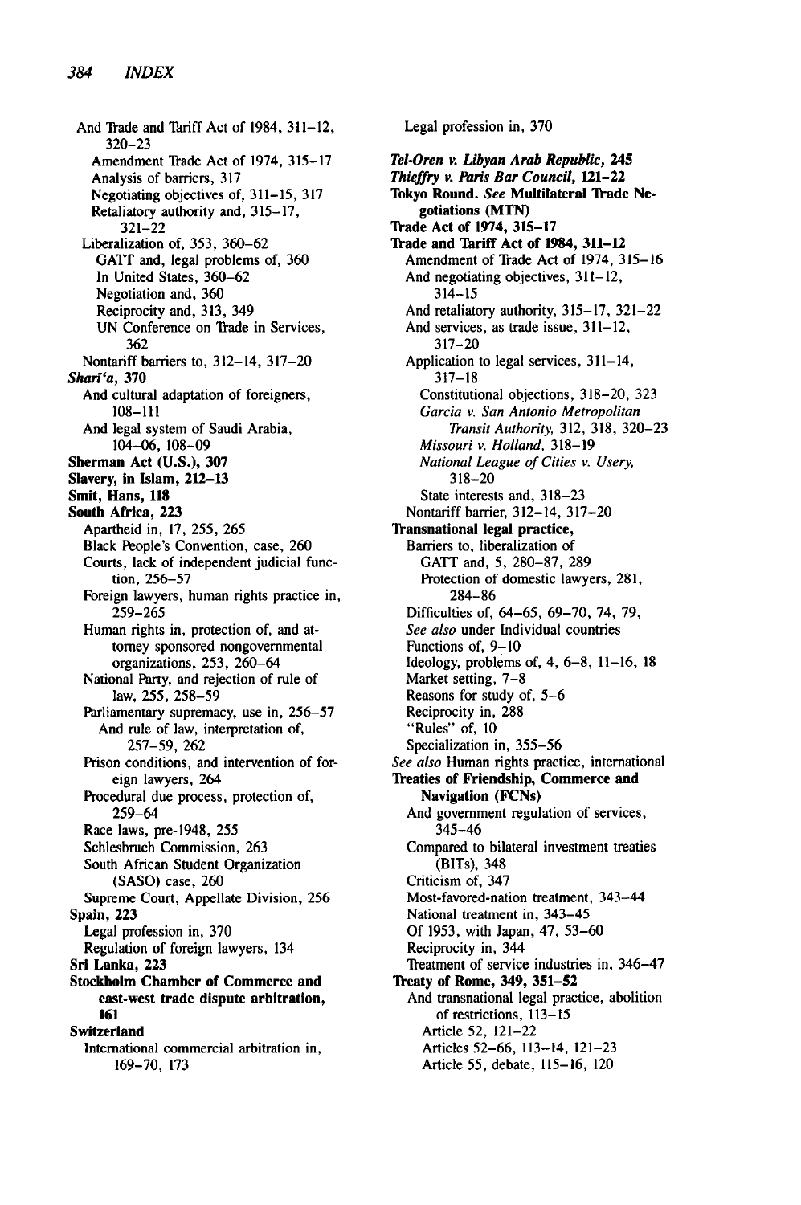And Trade and Tariff Act of 1984, 311–12, 320–23
  Amendment Trade Act of 1974, 315–17
  Analysis of barriers, 317
  Negotiating objectives of, 311–15, 317
  Retaliatory authority and, 315–17, 321–22
 Liberalization of, 353, 360–62
  GATT and, legal problems of, 360
  In United States, 360–62
  Negotiation and, 360
  Reciprocity and, 313, 349
  UN Conference on Trade in Services, 362
 Nontariff barriers to, 312–14, 317–20

***Shari'a*, 370**
 And cultural adaptation of foreigners, 108–111
 And legal system of Saudi Arabia, 104–06, 108–09

**Sherman Act (U.S.), 307**

**Slavery, in Islam, 212–13**

**Smit, Hans, 118**

**South Africa, 223**
 Apartheid in, 17, 255, 265
 Black People's Convention, case, 260
 Courts, lack of independent judicial function, 256–57
 Foreign lawyers, human rights practice in, 259–265
 Human rights in, protection of, and attorney sponsored nongovernmental organizations, 253, 260–64
 National Party, and rejection of rule of law, 255, 258–59
 Parliamentary supremacy, use in, 256–57
  And rule of law, interpretation of, 257–59, 262
 Prison conditions, and intervention of foreign lawyers, 264
 Procedural due process, protection of, 259–64
 Race laws, pre-1948, 255
 Schlesbruch Commission, 263
 South African Student Organization (SASO) case, 260
 Supreme Court, Appellate Division, 256

**Spain, 223**
 Legal profession in, 370
 Regulation of foreign lawyers, 134

**Sri Lanka, 223**

**Stockholm Chamber of Commerce and east-west trade dispute arbitration, 161**

**Switzerland**
 International commercial arbitration in, 169–70, 173
 Legal profession in, 370

***Tel-Oren v. Libyan Arab Republic*, 245**

***Thieffry v. Paris Bar Council*, 121–22**

**Tokyo Round.** *See* **Multilateral Trade Negotiations (MTN)**

**Trade Act of 1974, 315–17**

**Trade and Tariff Act of 1984, 311–12**
 Amendment of Trade Act of 1974, 315–16
 And negotiating objectives, 311–12, 314–15
 And retaliatory authority, 315–17, 321–22
 And services, as trade issue, 311–12, 317–20
 Application to legal services, 311–14, 317–18
  Constitutional objections, 318–20, 323
  *Garcia v. San Antonio Metropolitan Transit Authority*, 312, 318, 320–23
  *Missouri v. Holland*, 318–19
  *National League of Cities v. Usery*, 318–20
  State interests and, 318–23
 Nontariff barrier, 312–14, 317–20

**Transnational legal practice,**
 Barriers to, liberalization of
  GATT and, 5, 280–87, 289
  Protection of domestic lawyers, 281, 284–86
 Difficulties of, 64–65, 69–70, 74, 79,
 *See also* under Individual countries
 Functions of, 9–10
 Ideology, problems of, 4, 6–8, 11–16, 18
 Market setting, 7–8
 Reasons for study of, 5–6
 Reciprocity in, 288
 "Rules" of, 10
 Specialization in, 355–56
*See also* Human rights practice, international

**Treaties of Friendship, Commerce and Navigation (FCNs)**
 And government regulation of services, 345–46
 Compared to bilateral investment treaties (BITs), 348
 Criticism of, 347
 Most-favored-nation treatment, 343–44
 National treatment in, 343–45
 Of 1953, with Japan, 47, 53–60
 Reciprocity in, 344
 Treatment of service industries in, 346–47

**Treaty of Rome, 349, 351–52**
 And transnational legal practice, abolition of restrictions, 113–15
  Article 52, 121–22
  Articles 52–66, 113–14, 121–23
  Article 55, debate, 115–16, 120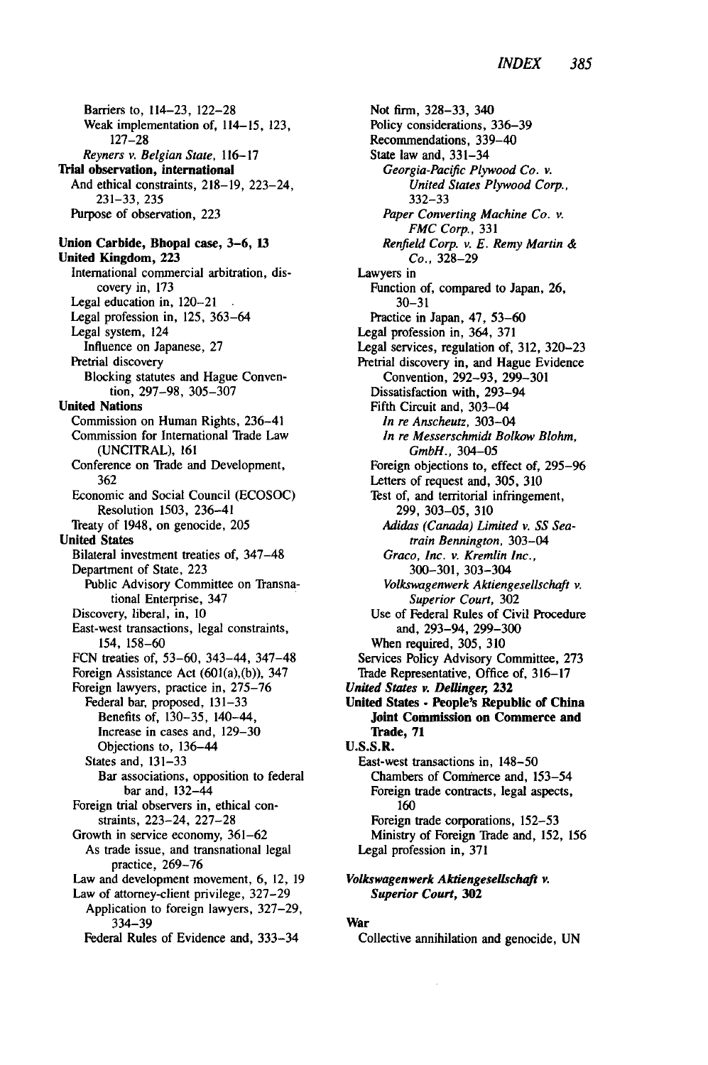Barriers to, 114–23, 122–28
    Weak implementation of, 114–15, 123, 127–28
  *Reyners v. Belgian State*, 116–17

**Trial observation, international**
  And ethical constraints, 218–19, 223–24, 231–33, 235
  Purpose of observation, 223

**Union Carbide, Bhopal case, 3–6, 13**

**United Kingdom, 223**
  International commercial arbitration, discovery in, 173
  Legal education in, 120–21
  Legal profession in, 125, 363–64
  Legal system, 124
    Influence on Japanese, 27
  Pretrial discovery
    Blocking statutes and Hague Convention, 297–98, 305–307

**United Nations**
  Commission on Human Rights, 236–41
  Commission for International Trade Law (UNCITRAL), 161
  Conference on Trade and Development, 362
  Economic and Social Council (ECOSOC) Resolution 1503, 236–41
  Treaty of 1948, on genocide, 205

**United States**
  Bilateral investment treaties of, 347–48
  Department of State, 223
    Public Advisory Committee on Transnational Enterprise, 347
  Discovery, liberal, in, 10
  East-west transactions, legal constraints, 154, 158–60
  FCN treaties of, 53–60, 343–44, 347–48
  Foreign Assistance Act (601(a),(b)), 347
  Foreign lawyers, practice in, 275–76
    Federal bar, proposed, 131–33
      Benefits of, 130–35, 140–44,
      Increase in cases and, 129–30
      Objections to, 136–44
    States and, 131–33
      Bar associations, opposition to federal bar and, 132–44
  Foreign trial observers in, ethical constraints, 223–24, 227–28
  Growth in service economy, 361–62
    As trade issue, and transnational legal practice, 269–76
  Law and development movement, 6, 12, 19
  Law of attorney-client privilege, 327–29
    Application to foreign lawyers, 327–29, 334–39
    Federal Rules of Evidence and, 333–34
    Not firm, 328–33, 340
    Policy considerations, 336–39
    Recommendations, 339–40
    State law and, 331–34
      *Georgia-Pacific Plywood Co. v. United States Plywood Corp.*, 332–33
      *Paper Converting Machine Co. v. FMC Corp.*, 331
      *Renfield Corp. v. E. Remy Martin & Co.*, 328–29
  Lawyers in
    Function of, compared to Japan, 26, 30–31
    Practice in Japan, 47, 53–60
  Legal profession in, 364, 371
  Legal services, regulation of, 312, 320–23
  Pretrial discovery in, and Hague Evidence Convention, 292–93, 299–301
    Dissatisfaction with, 293–94
    Fifth Circuit and, 303–04
      *In re Anscheutz*, 303–04
      *In re Messerschmidt Bolkow Blohm, GmbH.*, 304–05
    Foreign objections to, effect of, 295–96
    Letters of request and, 305, 310
    Test of, and territorial infringement, 299, 303–05, 310
      *Adidas (Canada) Limited v. SS Seatrain Bennington*, 303–04
      *Graco, Inc. v. Kremlin Inc.*, 300–301, 303–304
      *Volkswagenwerk Aktiengesellschaft v. Superior Court*, 302
    Use of Federal Rules of Civil Procedure and, 293–94, 299–300
    When required, 305, 310
  Services Policy Advisory Committee, 273
  Trade Representative, Office of, 316–17

***United States v. Dellinger*, 232**

**United States - People's Republic of China Joint Commission on Commerce and Trade, 71**

**U.S.S.R.**
  East-west transactions in, 148–50
    Chambers of Commerce and, 153–54
    Foreign trade contracts, legal aspects, 160
    Foreign trade corporations, 152–53
    Ministry of Foreign Trade and, 152, 156
  Legal profession in, 371

***Volkswagenwerk Aktiengesellschaft v. Superior Court*, 302**

**War**
  Collective annihilation and genocide, UN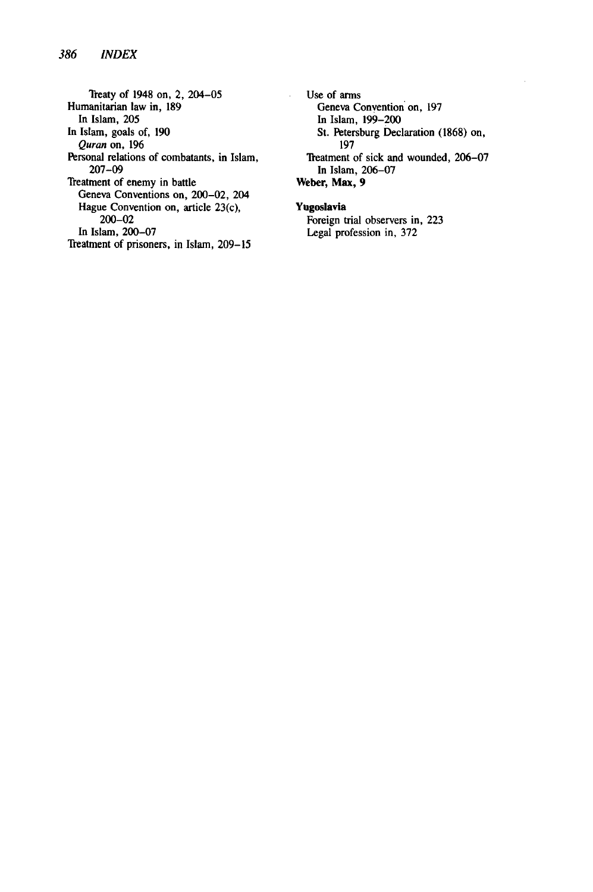Treaty of 1948 on, 2, 204–05
Humanitarian law in, 189
In Islam, 205
In Islam, goals of, 190
*Quran* on, 196
Personal relations of combatants, in Islam, 207–09
Treatment of enemy in battle
Geneva Conventions on, 200–02, 204
Hague Convention on, article 23(c), 200–02
In Islam, 200–07
Treatment of prisoners, in Islam, 209–15
Use of arms
Geneva Convention on, 197
In Islam, 199–200
St. Petersburg Declaration (1868) on, 197
Treatment of sick and wounded, 206–07
In Islam, 206–07

**Weber, Max, 9**

**Yugoslavia**
Foreign trial observers in, 223
Legal profession in, 372